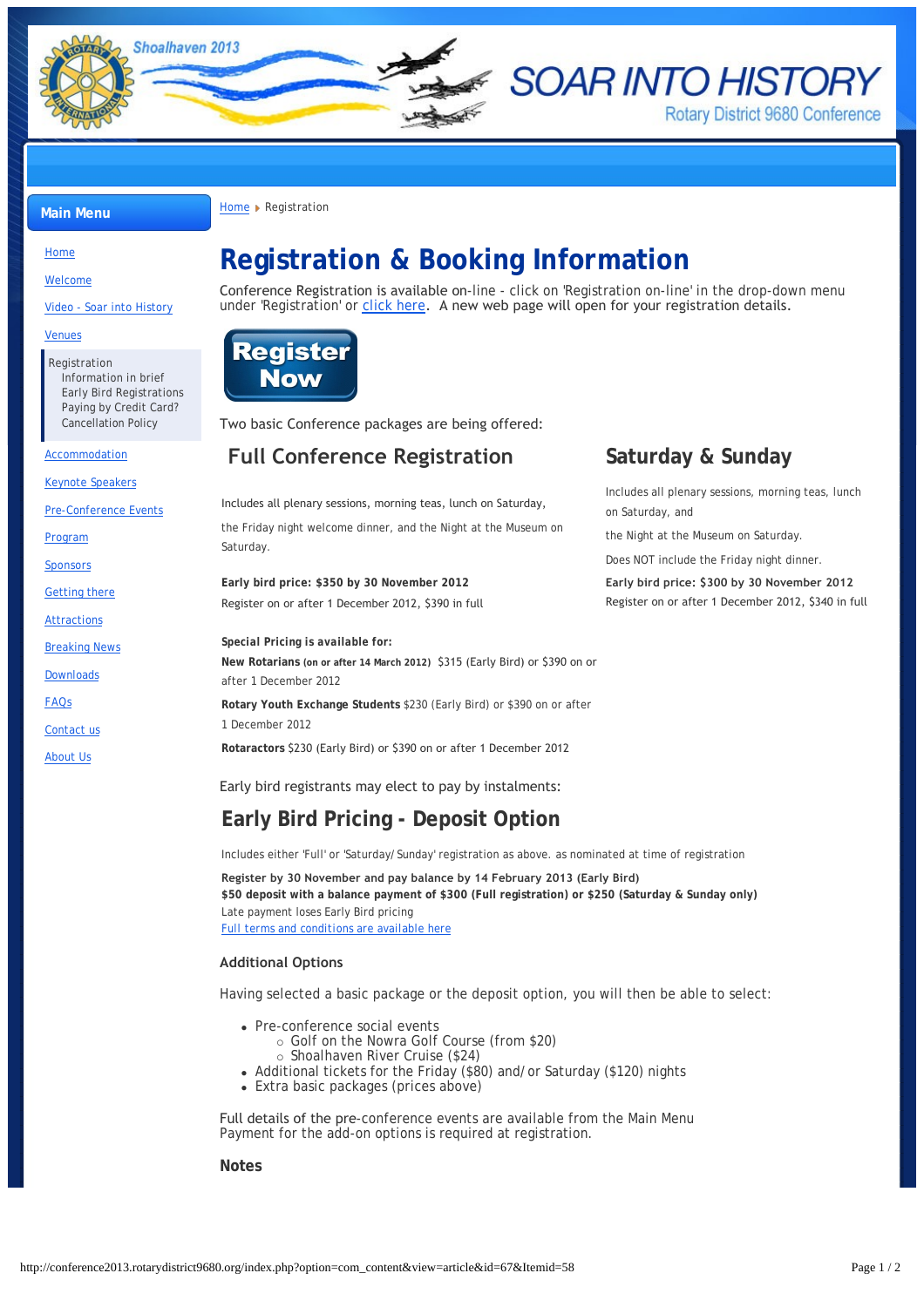Shoalhaven 2013

# SOAR INTO HISTORY

Rotary District 9680 Conference

**Main Menu**

- Home
- Welcome
- Video - Soar into History
- Venues
- Registration
  - Information in brief
  - Early Bird Registrations
  - Paying by Credit Card?
  - Cancellation Policy
- Accommodation
- Keynote Speakers
- Pre-Conference Events
- Program
- Sponsors
- Getting there
- Attractions
- Breaking News
- Downloads
- FAQs
- Contact us
- About Us

Home ▸ Registration

# Registration & Booking Information

Conference Registration is available on-line - click on 'Registration on-line' in the drop-down menu under 'Registration' or click here. A new web page will open for your registration details.

Register Now

Two basic Conference packages are being offered:

## Full Conference Registration

Includes all plenary sessions, morning teas, lunch on Saturday,

the Friday night welcome dinner, and the Night at the Museum on Saturday.

**Early bird price: $350 by 30 November 2012**
Register on or after 1 December 2012, $390 in full

**Special Pricing is available for:**

**New Rotarians (on or after 14 March 2012)** $315 (Early Bird) or $390 on or after 1 December 2012

**Rotary Youth Exchange Students** $230 (Early Bird) or $390 on or after 1 December 2012

**Rotaractors** $230 (Early Bird) or $390 on or after 1 December 2012

## Saturday & Sunday

Includes all plenary sessions, morning teas, lunch on Saturday, and

the Night at the Museum on Saturday.

Does NOT include the Friday night dinner.

**Early bird price: $300 by 30 November 2012**
Register on or after 1 December 2012, $340 in full

Early bird registrants may elect to pay by instalments:

## Early Bird Pricing - Deposit Option

Includes either 'Full' or 'Saturday/Sunday' registration as above. as nominated at time of registration

**Register by 30 November and pay balance by 14 February 2013 (Early Bird)**
**$50 deposit with a balance payment of $300 (Full registration) or $250 (Saturday & Sunday only)**
Late payment loses Early Bird pricing
Full terms and conditions are available here

### Additional Options

Having selected a basic package or the deposit option, you will then be able to select:

- Pre-conference social events
  - Golf on the Nowra Golf Course (from $20)
  - Shoalhaven River Cruise ($24)
- Additional tickets for the Friday ($80) and/or Saturday ($120) nights
- Extra basic packages (prices above)

Full details of the pre-conference events are available from the Main Menu
Payment for the add-on options is required at registration.

### Notes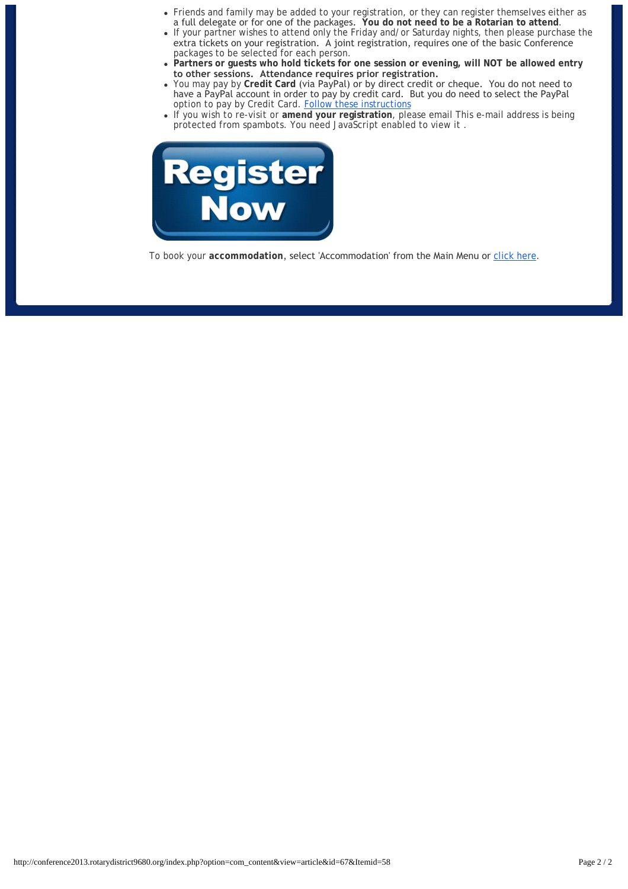- Friends and family may be added to your registration, or they can register themselves either as a full delegate or for one of the packages. **You do not need to be a Rotarian to attend**.
- If your partner wishes to attend only the Friday and/or Saturday nights, then please purchase the extra tickets on your registration. A joint registration, requires one of the basic Conference packages to be selected for each person.
- **Partners or guests who hold tickets for one session or evening, will NOT be allowed entry to other sessions. Attendance requires prior registration.**
- You may pay by **Credit Card** (via PayPal) or by direct credit or cheque. You do not need to have a PayPal account in order to pay by credit card. But you do need to select the PayPal option to pay by Credit Card. Follow these instructions
- If you wish to re-visit or **amend your registration**, please email This e-mail address is being protected from spambots. You need JavaScript enabled to view it .

Register Now

To book your **accommodation**, select 'Accommodation' from the Main Menu or click here.